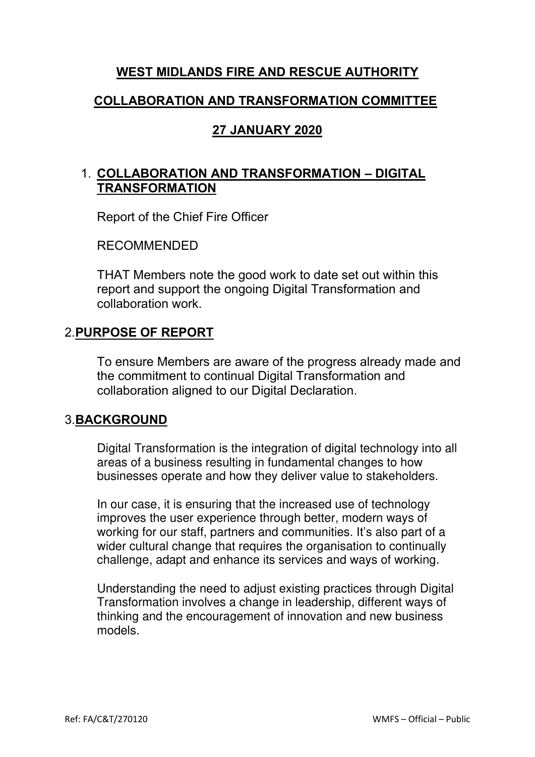# WEST MIDLANDS FIRE AND RESCUE AUTHORITY

## COLLABORATION AND TRANSFORMATION COMMITTEE

## 27 JANUARY 2020

1. **COLLABORATION AND TRANSFORMATION – DIGITAL TRANSFORMATION**

   Report of the Chief Fire Officer

   RECOMMENDED

   THAT Members note the good work to date set out within this report and support the ongoing Digital Transformation and collaboration work.

2. **PURPOSE OF REPORT**

   To ensure Members are aware of the progress already made and the commitment to continual Digital Transformation and collaboration aligned to our Digital Declaration.

3. **BACKGROUND**

   Digital Transformation is the integration of digital technology into all areas of a business resulting in fundamental changes to how businesses operate and how they deliver value to stakeholders.

   In our case, it is ensuring that the increased use of technology improves the user experience through better, modern ways of working for our staff, partners and communities. It's also part of a wider cultural change that requires the organisation to continually challenge, adapt and enhance its services and ways of working.

   Understanding the need to adjust existing practices through Digital Transformation involves a change in leadership, different ways of thinking and the encouragement of innovation and new business models.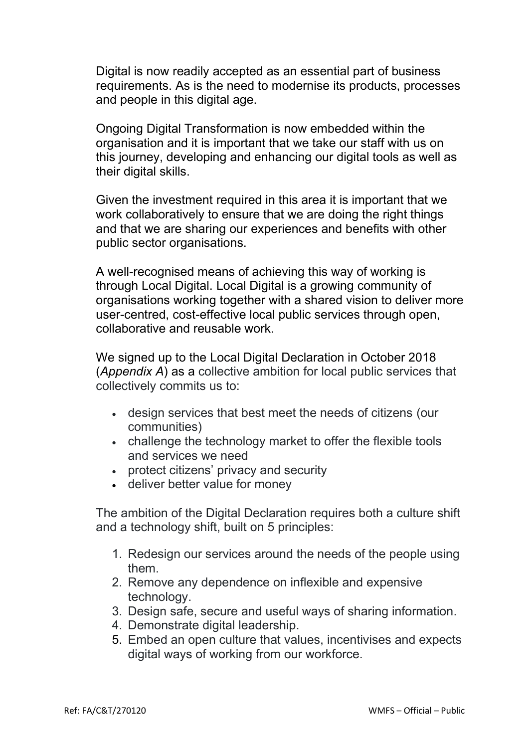Digital is now readily accepted as an essential part of business requirements. As is the need to modernise its products, processes and people in this digital age.

Ongoing Digital Transformation is now embedded within the organisation and it is important that we take our staff with us on this journey, developing and enhancing our digital tools as well as their digital skills.

Given the investment required in this area it is important that we work collaboratively to ensure that we are doing the right things and that we are sharing our experiences and benefits with other public sector organisations.

A well-recognised means of achieving this way of working is through Local Digital. Local Digital is a growing community of organisations working together with a shared vision to deliver more user-centred, cost-effective local public services through open, collaborative and reusable work.

We signed up to the Local Digital Declaration in October 2018 (*Appendix A*) as a collective ambition for local public services that collectively commits us to:

- design services that best meet the needs of citizens (our communities)
- challenge the technology market to offer the flexible tools and services we need
- protect citizens' privacy and security
- deliver better value for money

The ambition of the Digital Declaration requires both a culture shift and a technology shift, built on 5 principles:

1. Redesign our services around the needs of the people using them.
2. Remove any dependence on inflexible and expensive technology.
3. Design safe, secure and useful ways of sharing information.
4. Demonstrate digital leadership.
5. Embed an open culture that values, incentivises and expects digital ways of working from our workforce.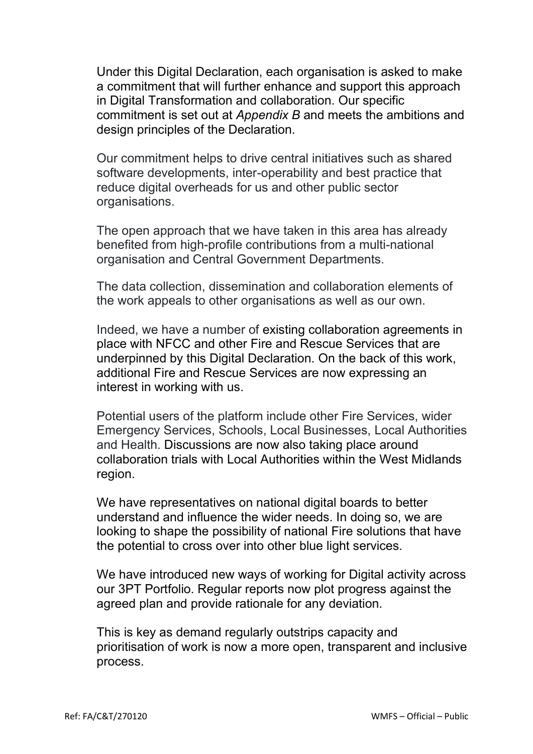Under this Digital Declaration, each organisation is asked to make a commitment that will further enhance and support this approach in Digital Transformation and collaboration. Our specific commitment is set out at *Appendix B* and meets the ambitions and design principles of the Declaration.

Our commitment helps to drive central initiatives such as shared software developments, inter-operability and best practice that reduce digital overheads for us and other public sector organisations.

The open approach that we have taken in this area has already benefited from high-profile contributions from a multi-national organisation and Central Government Departments.

The data collection, dissemination and collaboration elements of the work appeals to other organisations as well as our own.

Indeed, we have a number of existing collaboration agreements in place with NFCC and other Fire and Rescue Services that are underpinned by this Digital Declaration. On the back of this work, additional Fire and Rescue Services are now expressing an interest in working with us.

Potential users of the platform include other Fire Services, wider Emergency Services, Schools, Local Businesses, Local Authorities and Health. Discussions are now also taking place around collaboration trials with Local Authorities within the West Midlands region.

We have representatives on national digital boards to better understand and influence the wider needs. In doing so, we are looking to shape the possibility of national Fire solutions that have the potential to cross over into other blue light services.

We have introduced new ways of working for Digital activity across our 3PT Portfolio. Regular reports now plot progress against the agreed plan and provide rationale for any deviation.

This is key as demand regularly outstrips capacity and prioritisation of work is now a more open, transparent and inclusive process.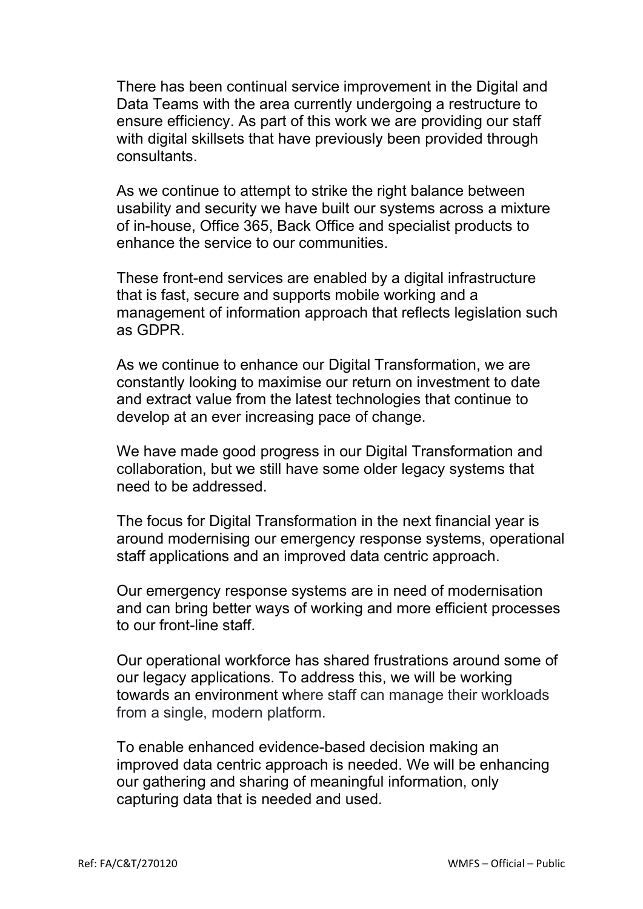There has been continual service improvement in the Digital and Data Teams with the area currently undergoing a restructure to ensure efficiency. As part of this work we are providing our staff with digital skillsets that have previously been provided through consultants.

As we continue to attempt to strike the right balance between usability and security we have built our systems across a mixture of in-house, Office 365, Back Office and specialist products to enhance the service to our communities.

These front-end services are enabled by a digital infrastructure that is fast, secure and supports mobile working and a management of information approach that reflects legislation such as GDPR.

As we continue to enhance our Digital Transformation, we are constantly looking to maximise our return on investment to date and extract value from the latest technologies that continue to develop at an ever increasing pace of change.

We have made good progress in our Digital Transformation and collaboration, but we still have some older legacy systems that need to be addressed.

The focus for Digital Transformation in the next financial year is around modernising our emergency response systems, operational staff applications and an improved data centric approach.

Our emergency response systems are in need of modernisation and can bring better ways of working and more efficient processes to our front-line staff.

Our operational workforce has shared frustrations around some of our legacy applications. To address this, we will be working towards an environment where staff can manage their workloads from a single, modern platform.

To enable enhanced evidence-based decision making an improved data centric approach is needed. We will be enhancing our gathering and sharing of meaningful information, only capturing data that is needed and used.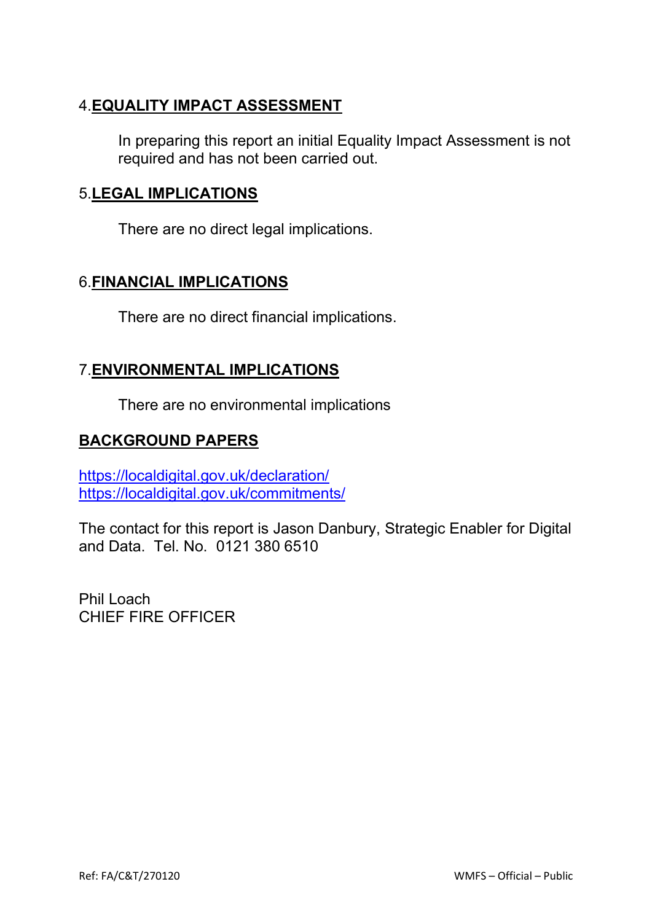## 4. EQUALITY IMPACT ASSESSMENT

In preparing this report an initial Equality Impact Assessment is not required and has not been carried out.

## 5. LEGAL IMPLICATIONS

There are no direct legal implications.

## 6. FINANCIAL IMPLICATIONS

There are no direct financial implications.

## 7. ENVIRONMENTAL IMPLICATIONS

There are no environmental implications

## BACKGROUND PAPERS

https://localdigital.gov.uk/declaration/
https://localdigital.gov.uk/commitments/

The contact for this report is Jason Danbury, Strategic Enabler for Digital and Data. Tel. No. 0121 380 6510

Phil Loach
CHIEF FIRE OFFICER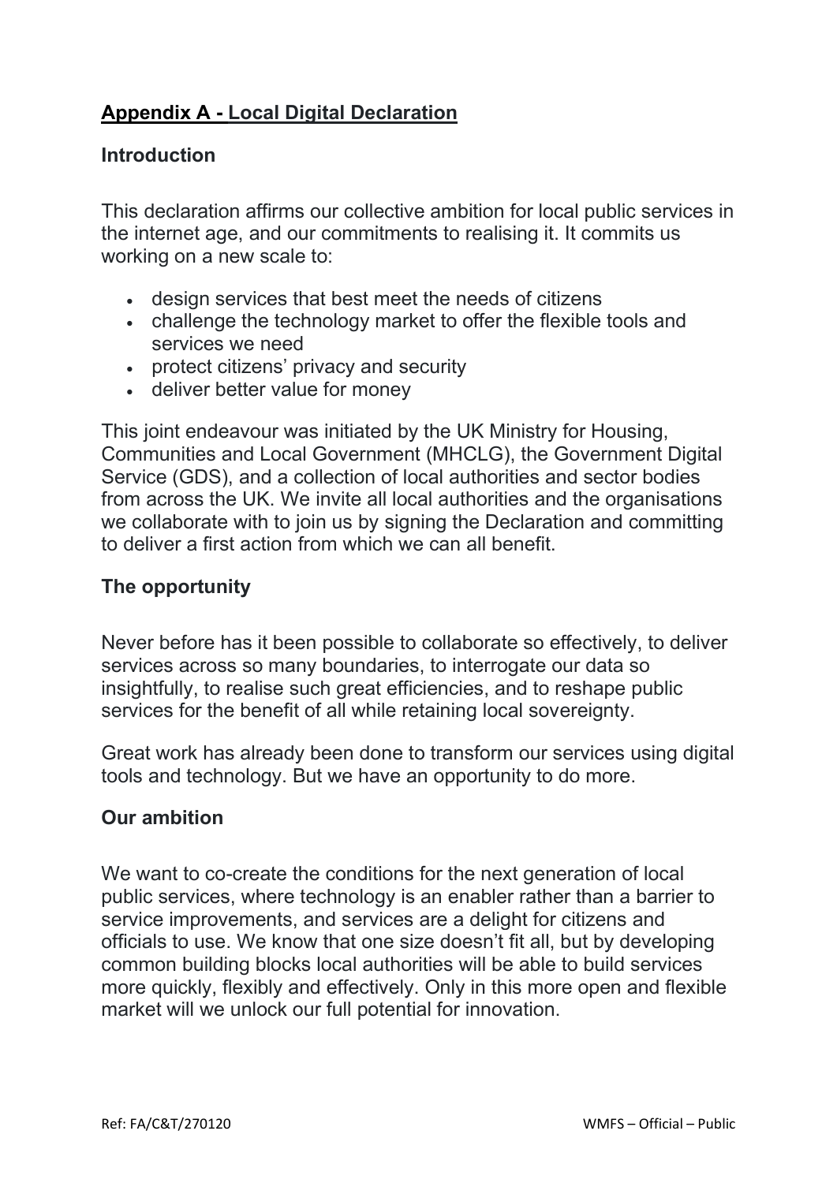## Appendix A - Local Digital Declaration

### Introduction

This declaration affirms our collective ambition for local public services in the internet age, and our commitments to realising it. It commits us working on a new scale to:

- design services that best meet the needs of citizens
- challenge the technology market to offer the flexible tools and services we need
- protect citizens' privacy and security
- deliver better value for money

This joint endeavour was initiated by the UK Ministry for Housing, Communities and Local Government (MHCLG), the Government Digital Service (GDS), and a collection of local authorities and sector bodies from across the UK. We invite all local authorities and the organisations we collaborate with to join us by signing the Declaration and committing to deliver a first action from which we can all benefit.

### The opportunity

Never before has it been possible to collaborate so effectively, to deliver services across so many boundaries, to interrogate our data so insightfully, to realise such great efficiencies, and to reshape public services for the benefit of all while retaining local sovereignty.

Great work has already been done to transform our services using digital tools and technology. But we have an opportunity to do more.

### Our ambition

We want to co-create the conditions for the next generation of local public services, where technology is an enabler rather than a barrier to service improvements, and services are a delight for citizens and officials to use. We know that one size doesn't fit all, but by developing common building blocks local authorities will be able to build services more quickly, flexibly and effectively. Only in this more open and flexible market will we unlock our full potential for innovation.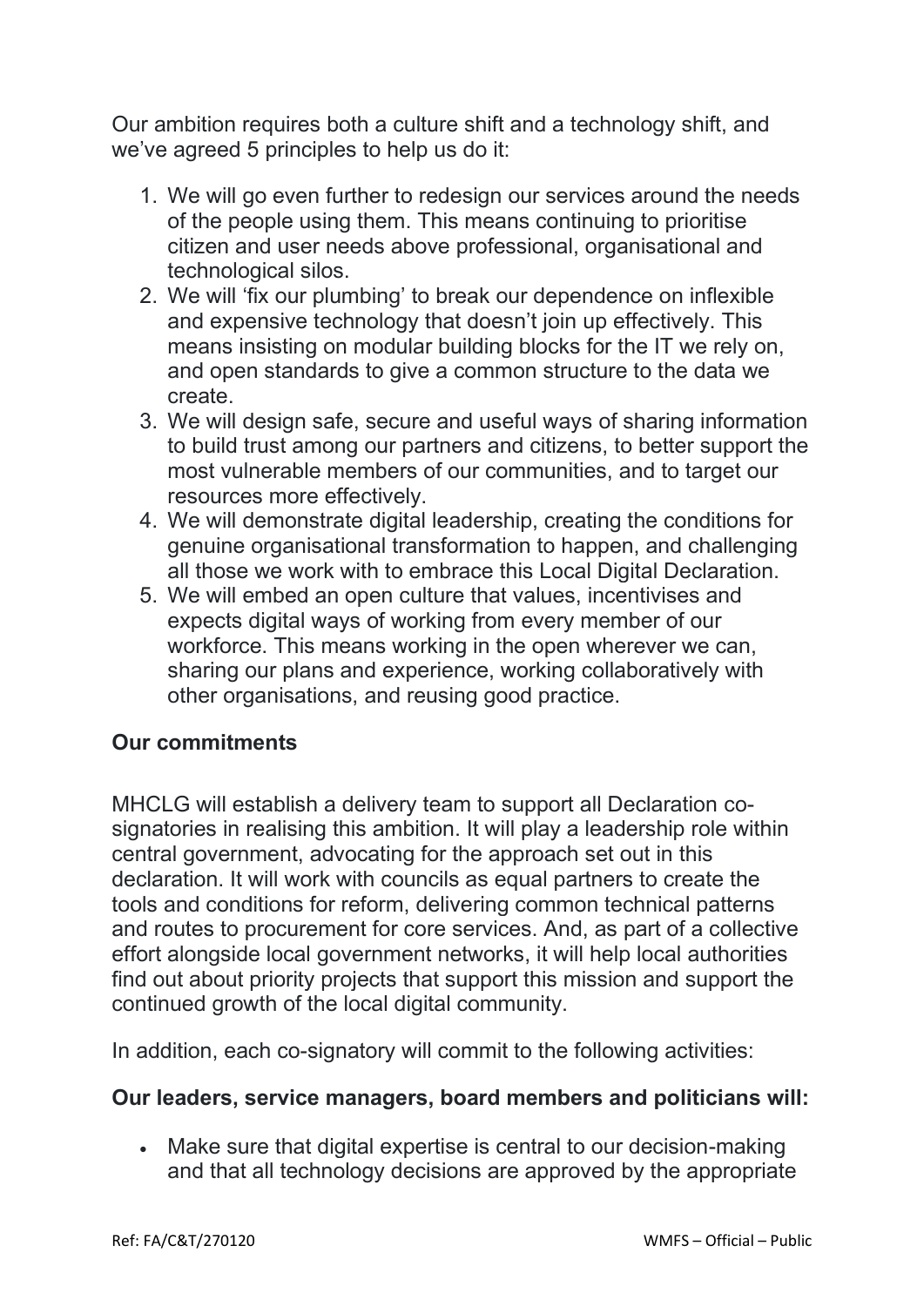Our ambition requires both a culture shift and a technology shift, and we've agreed 5 principles to help us do it:

1. We will go even further to redesign our services around the needs of the people using them. This means continuing to prioritise citizen and user needs above professional, organisational and technological silos.
2. We will 'fix our plumbing' to break our dependence on inflexible and expensive technology that doesn't join up effectively. This means insisting on modular building blocks for the IT we rely on, and open standards to give a common structure to the data we create.
3. We will design safe, secure and useful ways of sharing information to build trust among our partners and citizens, to better support the most vulnerable members of our communities, and to target our resources more effectively.
4. We will demonstrate digital leadership, creating the conditions for genuine organisational transformation to happen, and challenging all those we work with to embrace this Local Digital Declaration.
5. We will embed an open culture that values, incentivises and expects digital ways of working from every member of our workforce. This means working in the open wherever we can, sharing our plans and experience, working collaboratively with other organisations, and reusing good practice.

**Our commitments**

MHCLG will establish a delivery team to support all Declaration co-signatories in realising this ambition. It will play a leadership role within central government, advocating for the approach set out in this declaration. It will work with councils as equal partners to create the tools and conditions for reform, delivering common technical patterns and routes to procurement for core services. And, as part of a collective effort alongside local government networks, it will help local authorities find out about priority projects that support this mission and support the continued growth of the local digital community.

In addition, each co-signatory will commit to the following activities:

**Our leaders, service managers, board members and politicians will:**

- Make sure that digital expertise is central to our decision-making and that all technology decisions are approved by the appropriate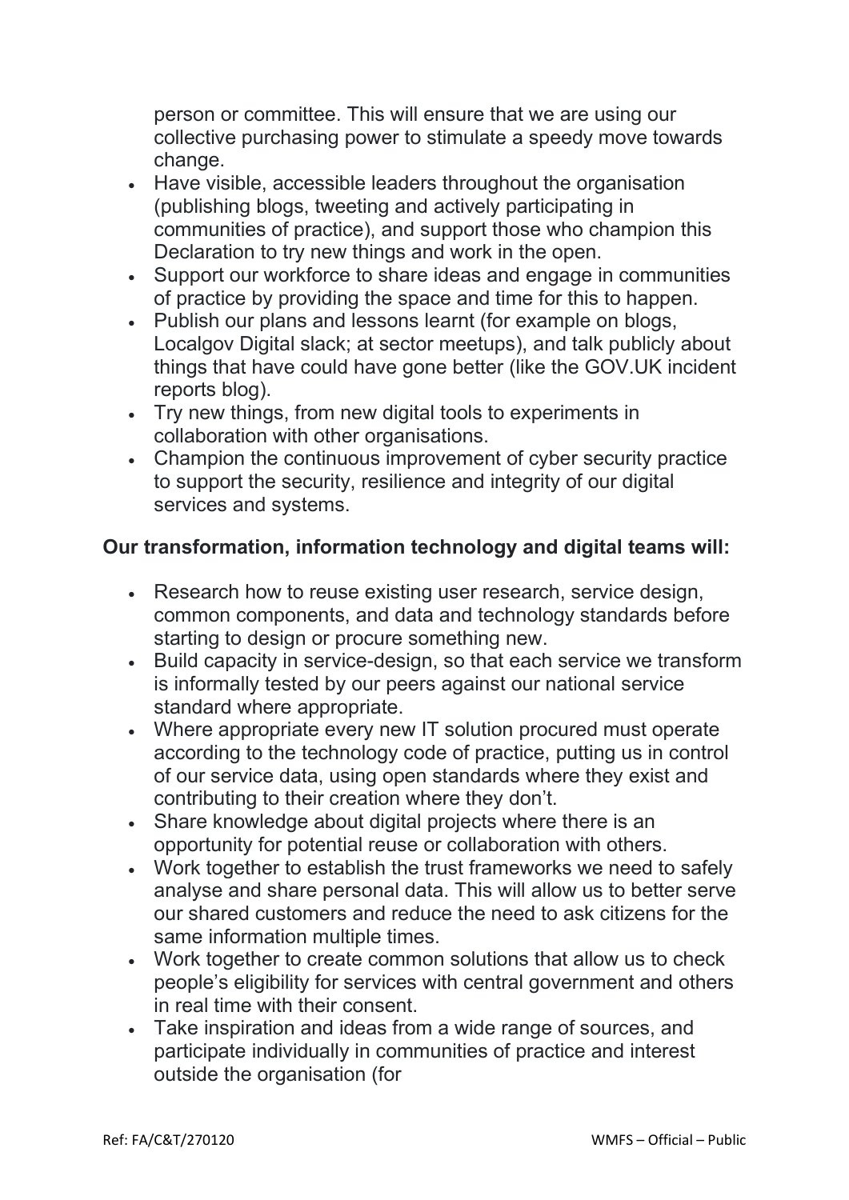person or committee. This will ensure that we are using our collective purchasing power to stimulate a speedy move towards change.

- Have visible, accessible leaders throughout the organisation (publishing blogs, tweeting and actively participating in communities of practice), and support those who champion this Declaration to try new things and work in the open.
- Support our workforce to share ideas and engage in communities of practice by providing the space and time for this to happen.
- Publish our plans and lessons learnt (for example on blogs, Localgov Digital slack; at sector meetups), and talk publicly about things that have could have gone better (like the GOV.UK incident reports blog).
- Try new things, from new digital tools to experiments in collaboration with other organisations.
- Champion the continuous improvement of cyber security practice to support the security, resilience and integrity of our digital services and systems.

**Our transformation, information technology and digital teams will:**

- Research how to reuse existing user research, service design, common components, and data and technology standards before starting to design or procure something new.
- Build capacity in service-design, so that each service we transform is informally tested by our peers against our national service standard where appropriate.
- Where appropriate every new IT solution procured must operate according to the technology code of practice, putting us in control of our service data, using open standards where they exist and contributing to their creation where they don't.
- Share knowledge about digital projects where there is an opportunity for potential reuse or collaboration with others.
- Work together to establish the trust frameworks we need to safely analyse and share personal data. This will allow us to better serve our shared customers and reduce the need to ask citizens for the same information multiple times.
- Work together to create common solutions that allow us to check people's eligibility for services with central government and others in real time with their consent.
- Take inspiration and ideas from a wide range of sources, and participate individually in communities of practice and interest outside the organisation (for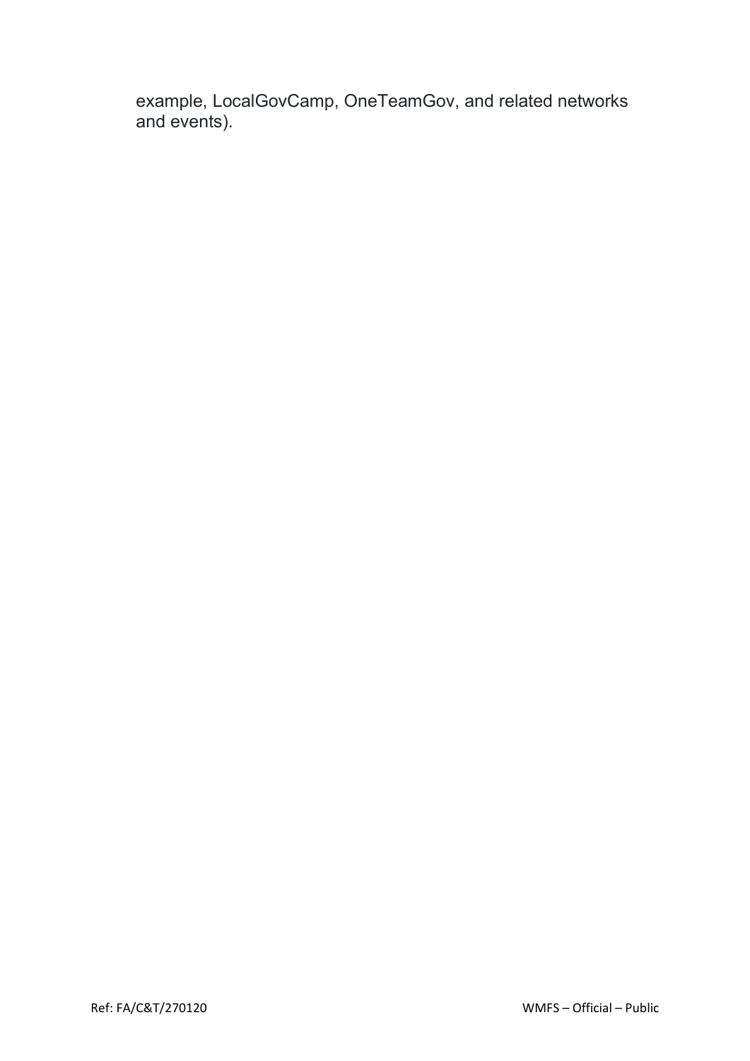example, LocalGovCamp, OneTeamGov, and related networks and events).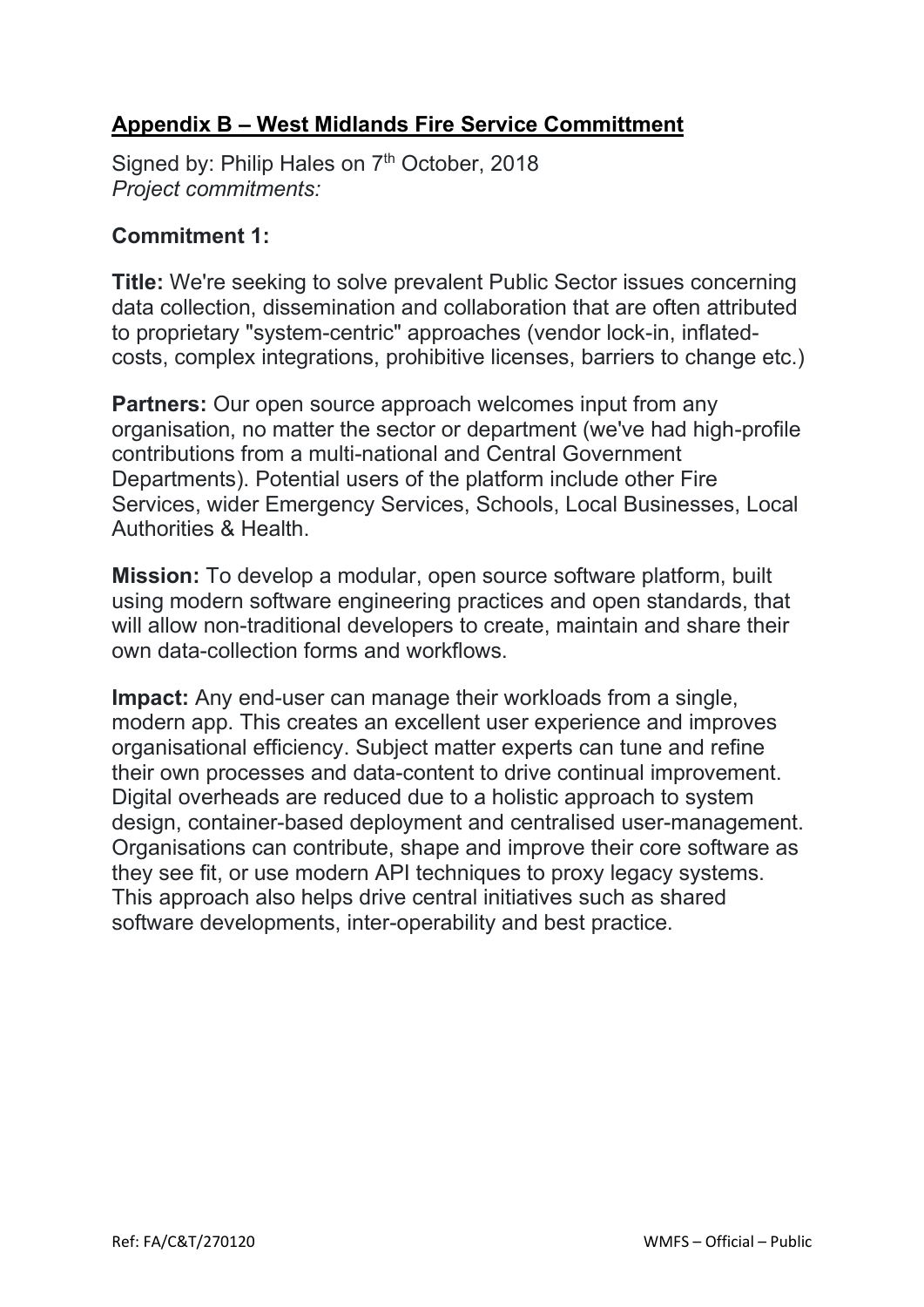## Appendix B – West Midlands Fire Service Committment

Signed by: Philip Hales on 7th October, 2018
*Project commitments:*

### Commitment 1:

**Title:** We're seeking to solve prevalent Public Sector issues concerning data collection, dissemination and collaboration that are often attributed to proprietary "system-centric" approaches (vendor lock-in, inflated-costs, complex integrations, prohibitive licenses, barriers to change etc.)

**Partners:** Our open source approach welcomes input from any organisation, no matter the sector or department (we've had high-profile contributions from a multi-national and Central Government Departments). Potential users of the platform include other Fire Services, wider Emergency Services, Schools, Local Businesses, Local Authorities & Health.

**Mission:** To develop a modular, open source software platform, built using modern software engineering practices and open standards, that will allow non-traditional developers to create, maintain and share their own data-collection forms and workflows.

**Impact:** Any end-user can manage their workloads from a single, modern app. This creates an excellent user experience and improves organisational efficiency. Subject matter experts can tune and refine their own processes and data-content to drive continual improvement. Digital overheads are reduced due to a holistic approach to system design, container-based deployment and centralised user-management. Organisations can contribute, shape and improve their core software as they see fit, or use modern API techniques to proxy legacy systems. This approach also helps drive central initiatives such as shared software developments, inter-operability and best practice.